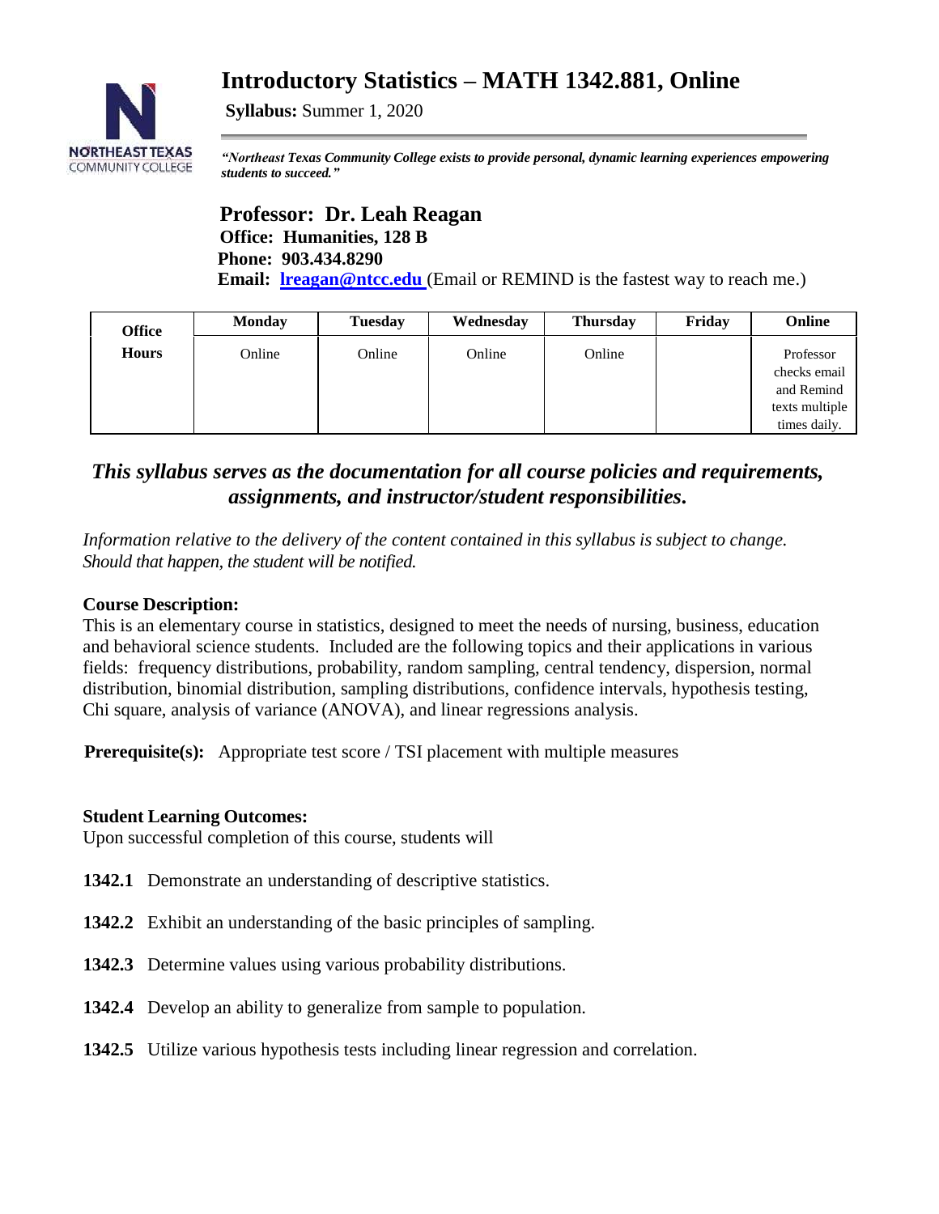# Introductory Statistics – MATH 1342.881, Online

**Syllabus:** Summer 1, 2020

NORTHEAST TEXAS COMMUNITY COLLEGE

***"Northeast Texas Community College exists to provide personal, dynamic learning experiences empowering students to succeed."***

## Professor: Dr. Leah Reagan

**Office: Humanities, 128 B**
**Phone: 903.434.8290**
**Email: lreagan@ntcc.edu** (Email or REMIND is the fastest way to reach me.)

| Office Hours | Monday | Tuesday | Wednesday | Thursday | Friday | Online |
|---|---|---|---|---|---|---|
| | Online | Online | Online | Online | | Professor checks email and Remind texts multiple times daily. |

### *This syllabus serves as the documentation for all course policies and requirements, assignments, and instructor/student responsibilities.*

*Information relative to the delivery of the content contained in this syllabus is subject to change. Should that happen, the student will be notified.*

**Course Description:**
This is an elementary course in statistics, designed to meet the needs of nursing, business, education and behavioral science students. Included are the following topics and their applications in various fields: frequency distributions, probability, random sampling, central tendency, dispersion, normal distribution, binomial distribution, sampling distributions, confidence intervals, hypothesis testing, Chi square, analysis of variance (ANOVA), and linear regressions analysis.

**Prerequisite(s):** Appropriate test score / TSI placement with multiple measures

**Student Learning Outcomes:**
Upon successful completion of this course, students will

**1342.1** Demonstrate an understanding of descriptive statistics.

**1342.2** Exhibit an understanding of the basic principles of sampling.

**1342.3** Determine values using various probability distributions.

**1342.4** Develop an ability to generalize from sample to population.

**1342.5** Utilize various hypothesis tests including linear regression and correlation.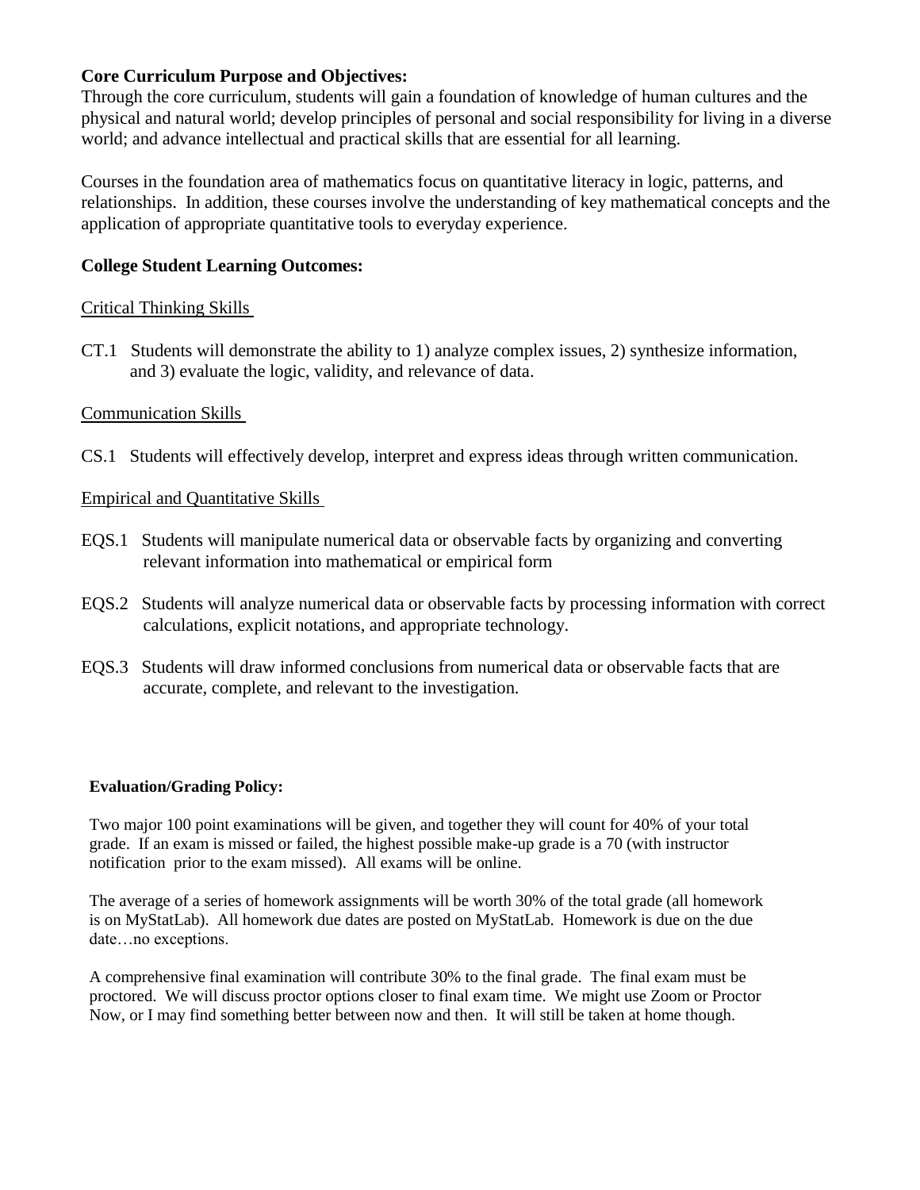**Core Curriculum Purpose and Objectives:**

Through the core curriculum, students will gain a foundation of knowledge of human cultures and the physical and natural world; develop principles of personal and social responsibility for living in a diverse world; and advance intellectual and practical skills that are essential for all learning.

Courses in the foundation area of mathematics focus on quantitative literacy in logic, patterns, and relationships. In addition, these courses involve the understanding of key mathematical concepts and the application of appropriate quantitative tools to everyday experience.

**College Student Learning Outcomes:**

Critical Thinking Skills

CT.1 Students will demonstrate the ability to 1) analyze complex issues, 2) synthesize information, and 3) evaluate the logic, validity, and relevance of data.

Communication Skills

CS.1 Students will effectively develop, interpret and express ideas through written communication.

Empirical and Quantitative Skills

EQS.1 Students will manipulate numerical data or observable facts by organizing and converting relevant information into mathematical or empirical form

EQS.2 Students will analyze numerical data or observable facts by processing information with correct calculations, explicit notations, and appropriate technology.

EQS.3 Students will draw informed conclusions from numerical data or observable facts that are accurate, complete, and relevant to the investigation.

**Evaluation/Grading Policy:**

Two major 100 point examinations will be given, and together they will count for 40% of your total grade. If an exam is missed or failed, the highest possible make-up grade is a 70 (with instructor notification prior to the exam missed). All exams will be online.

The average of a series of homework assignments will be worth 30% of the total grade (all homework is on MyStatLab). All homework due dates are posted on MyStatLab. Homework is due on the due date…no exceptions.

A comprehensive final examination will contribute 30% to the final grade. The final exam must be proctored. We will discuss proctor options closer to final exam time. We might use Zoom or Proctor Now, or I may find something better between now and then. It will still be taken at home though.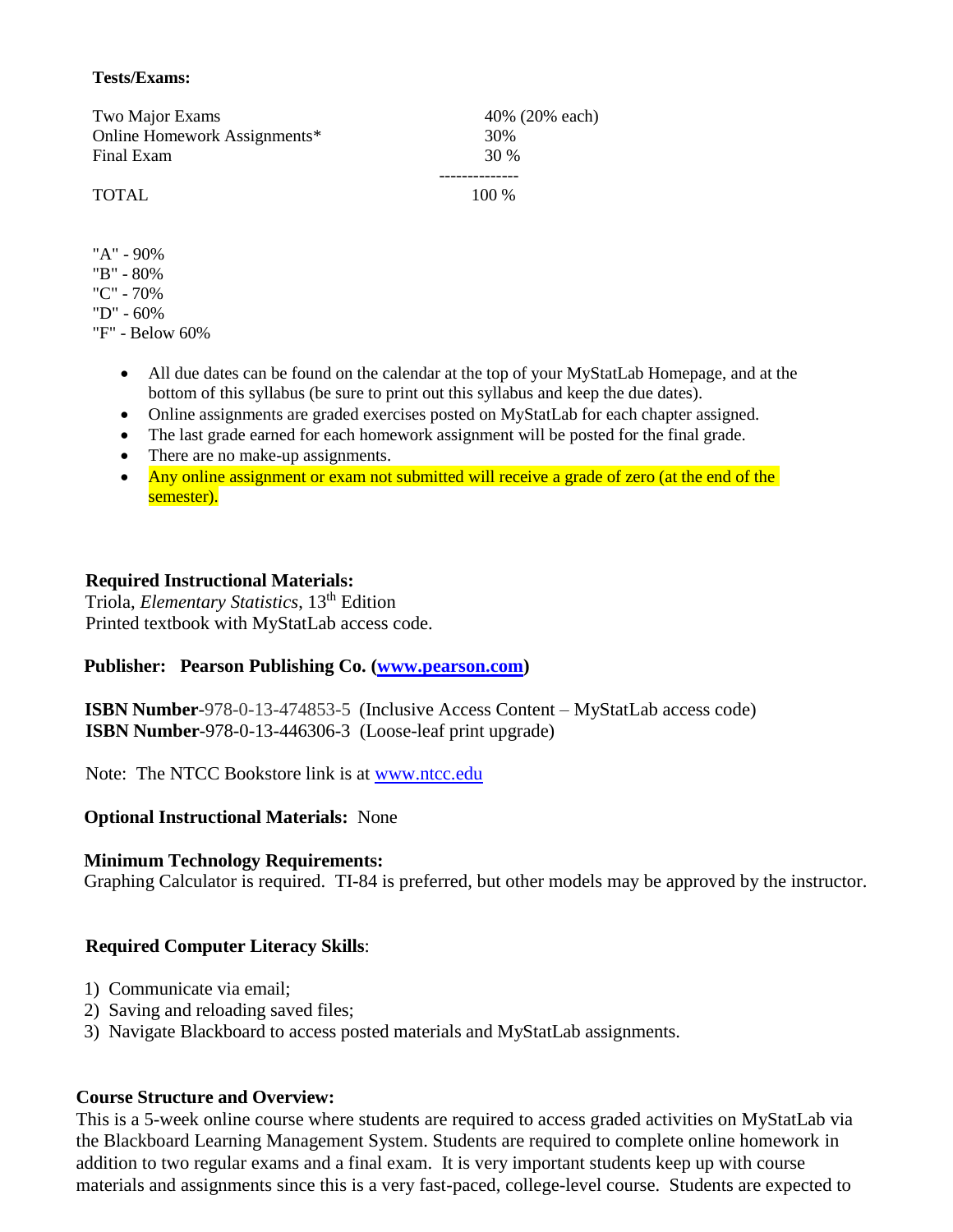**Tests/Exams:**

| | |
|---|---|
| Two Major Exams | 40% (20% each) |
| Online Homework Assignments* | 30% |
| Final Exam | 30 % |
| TOTAL | 100 % |

"A" - 90%
"B" - 80%
"C" - 70%
"D" - 60%
"F" - Below 60%

- All due dates can be found on the calendar at the top of your MyStatLab Homepage, and at the bottom of this syllabus (be sure to print out this syllabus and keep the due dates).
- Online assignments are graded exercises posted on MyStatLab for each chapter assigned.
- The last grade earned for each homework assignment will be posted for the final grade.
- There are no make-up assignments.
- Any online assignment or exam not submitted will receive a grade of zero (at the end of the semester).

**Required Instructional Materials:**
Triola, *Elementary Statistics*, 13th Edition
Printed textbook with MyStatLab access code.

**Publisher: Pearson Publishing Co. (www.pearson.com)**

**ISBN Number**-978-0-13-474853-5 (Inclusive Access Content – MyStatLab access code)
**ISBN Number**-978-0-13-446306-3 (Loose-leaf print upgrade)

Note: The NTCC Bookstore link is at www.ntcc.edu

**Optional Instructional Materials:** None

**Minimum Technology Requirements:**
Graphing Calculator is required. TI-84 is preferred, but other models may be approved by the instructor.

**Required Computer Literacy Skills**:

1) Communicate via email;
2) Saving and reloading saved files;
3) Navigate Blackboard to access posted materials and MyStatLab assignments.

**Course Structure and Overview:**
This is a 5-week online course where students are required to access graded activities on MyStatLab via the Blackboard Learning Management System. Students are required to complete online homework in addition to two regular exams and a final exam. It is very important students keep up with course materials and assignments since this is a very fast-paced, college-level course. Students are expected to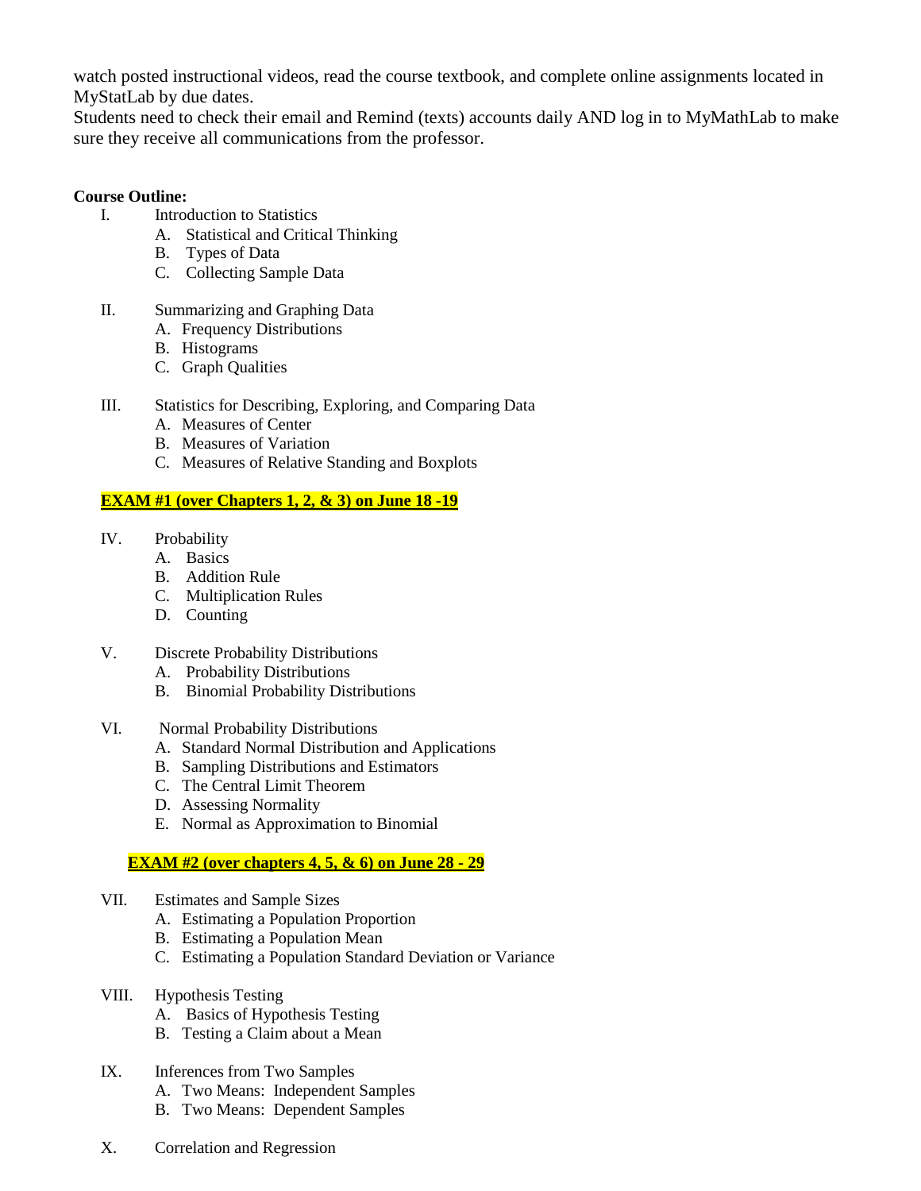watch posted instructional videos, read the course textbook, and complete online assignments located in MyStatLab by due dates.
Students need to check their email and Remind (texts) accounts daily AND log in to MyMathLab to make sure they receive all communications from the professor.

**Course Outline:**

I. Introduction to Statistics
   - A. Statistical and Critical Thinking
   - B. Types of Data
   - C. Collecting Sample Data

II. Summarizing and Graphing Data
   - A. Frequency Distributions
   - B. Histograms
   - C. Graph Qualities

III. Statistics for Describing, Exploring, and Comparing Data
   - A. Measures of Center
   - B. Measures of Variation
   - C. Measures of Relative Standing and Boxplots

**EXAM #1 (over Chapters 1, 2, & 3) on June 18 -19**

IV. Probability
   - A. Basics
   - B. Addition Rule
   - C. Multiplication Rules
   - D. Counting

V. Discrete Probability Distributions
   - A. Probability Distributions
   - B. Binomial Probability Distributions

VI. Normal Probability Distributions
   - A. Standard Normal Distribution and Applications
   - B. Sampling Distributions and Estimators
   - C. The Central Limit Theorem
   - D. Assessing Normality
   - E. Normal as Approximation to Binomial

**EXAM #2 (over chapters 4, 5, & 6) on June 28 - 29**

VII. Estimates and Sample Sizes
   - A. Estimating a Population Proportion
   - B. Estimating a Population Mean
   - C. Estimating a Population Standard Deviation or Variance

VIII. Hypothesis Testing
   - A. Basics of Hypothesis Testing
   - B. Testing a Claim about a Mean

IX. Inferences from Two Samples
   - A. Two Means: Independent Samples
   - B. Two Means: Dependent Samples

X. Correlation and Regression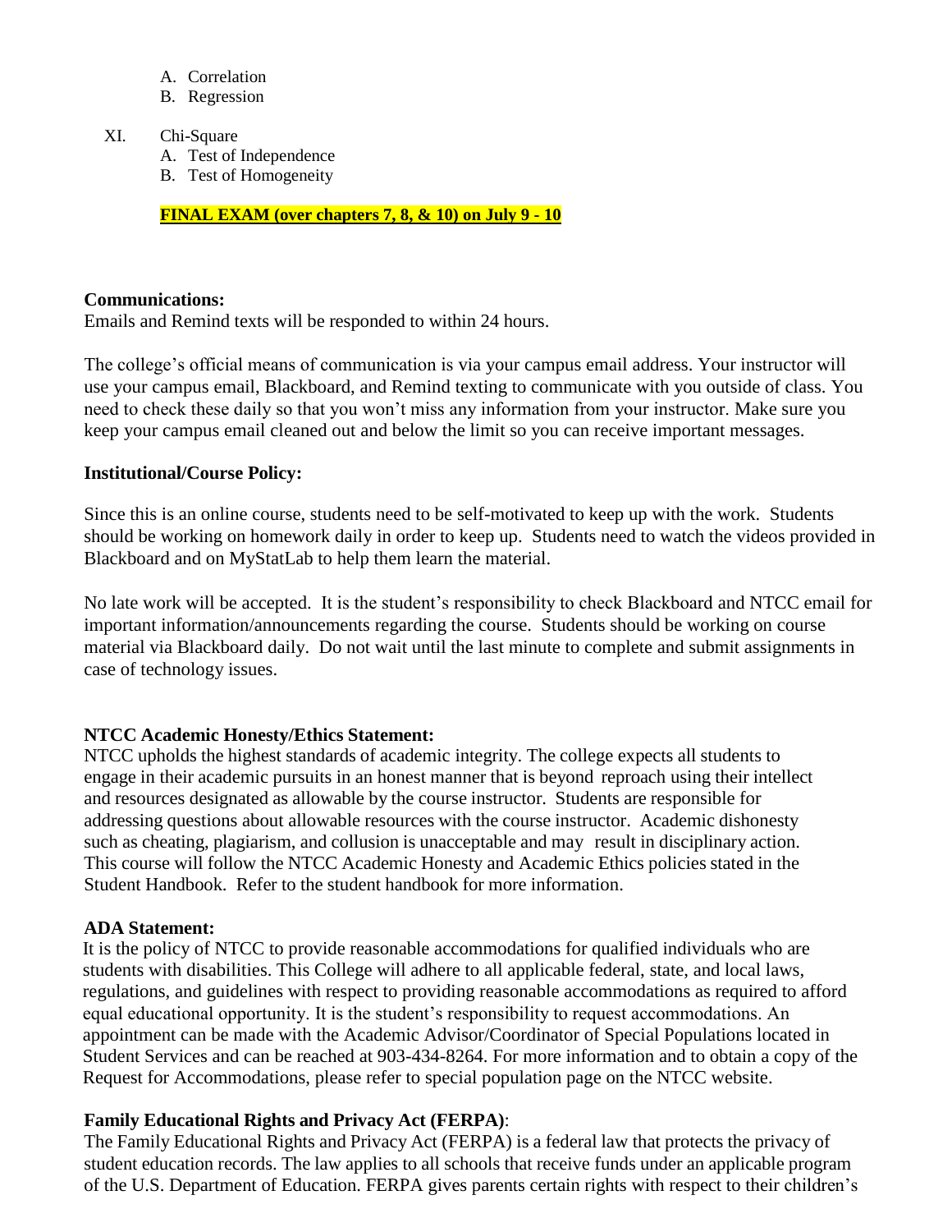A. Correlation
   B. Regression

XI. Chi-Square
   A. Test of Independence
   B. Test of Homogeneity

**FINAL EXAM (over chapters 7, 8, & 10) on July 9 - 10**

**Communications:**
Emails and Remind texts will be responded to within 24 hours.

The college's official means of communication is via your campus email address. Your instructor will use your campus email, Blackboard, and Remind texting to communicate with you outside of class. You need to check these daily so that you won't miss any information from your instructor. Make sure you keep your campus email cleaned out and below the limit so you can receive important messages.

**Institutional/Course Policy:**

Since this is an online course, students need to be self-motivated to keep up with the work. Students should be working on homework daily in order to keep up. Students need to watch the videos provided in Blackboard and on MyStatLab to help them learn the material.

No late work will be accepted. It is the student's responsibility to check Blackboard and NTCC email for important information/announcements regarding the course. Students should be working on course material via Blackboard daily. Do not wait until the last minute to complete and submit assignments in case of technology issues.

**NTCC Academic Honesty/Ethics Statement:**
NTCC upholds the highest standards of academic integrity. The college expects all students to engage in their academic pursuits in an honest manner that is beyond reproach using their intellect and resources designated as allowable by the course instructor. Students are responsible for addressing questions about allowable resources with the course instructor. Academic dishonesty such as cheating, plagiarism, and collusion is unacceptable and may result in disciplinary action. This course will follow the NTCC Academic Honesty and Academic Ethics policies stated in the Student Handbook. Refer to the student handbook for more information.

**ADA Statement:**
It is the policy of NTCC to provide reasonable accommodations for qualified individuals who are students with disabilities. This College will adhere to all applicable federal, state, and local laws, regulations, and guidelines with respect to providing reasonable accommodations as required to afford equal educational opportunity. It is the student's responsibility to request accommodations. An appointment can be made with the Academic Advisor/Coordinator of Special Populations located in Student Services and can be reached at 903-434-8264. For more information and to obtain a copy of the Request for Accommodations, please refer to special population page on the NTCC website.

**Family Educational Rights and Privacy Act (FERPA)**:
The Family Educational Rights and Privacy Act (FERPA) is a federal law that protects the privacy of student education records. The law applies to all schools that receive funds under an applicable program of the U.S. Department of Education. FERPA gives parents certain rights with respect to their children's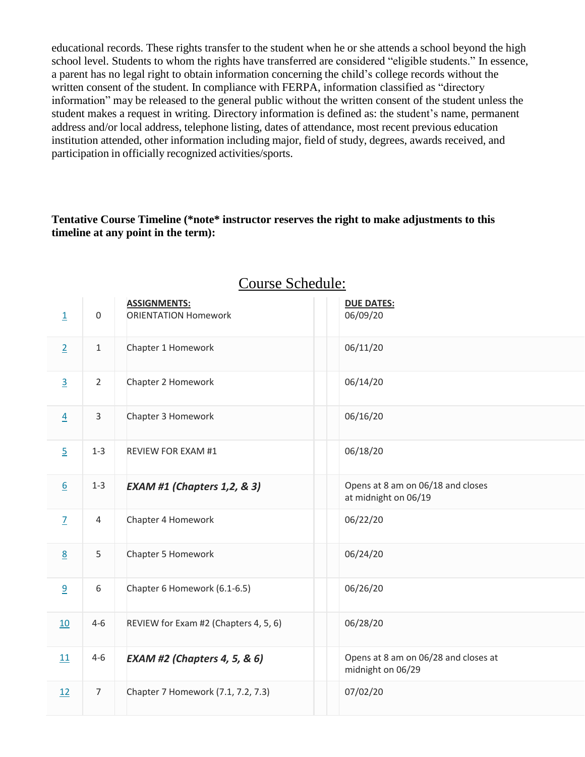educational records. These rights transfer to the student when he or she attends a school beyond the high school level. Students to whom the rights have transferred are considered "eligible students." In essence, a parent has no legal right to obtain information concerning the child's college records without the written consent of the student. In compliance with FERPA, information classified as "directory information" may be released to the general public without the written consent of the student unless the student makes a request in writing. Directory information is defined as: the student's name, permanent address and/or local address, telephone listing, dates of attendance, most recent previous education institution attended, other information including major, field of study, degrees, awards received, and participation in officially recognized activities/sports.

**Tentative Course Timeline (*note* instructor reserves the right to make adjustments to this timeline at any point in the term):**

## Course Schedule:

| | | ASSIGNMENTS: | DUE DATES: |
|---|---|---|---|
| 1 | 0 | ORIENTATION Homework | 06/09/20 |
| 2 | 1 | Chapter 1 Homework | 06/11/20 |
| 3 | 2 | Chapter 2 Homework | 06/14/20 |
| 4 | 3 | Chapter 3 Homework | 06/16/20 |
| 5 | 1-3 | REVIEW FOR EXAM #1 | 06/18/20 |
| 6 | 1-3 | ***EXAM #1 (Chapters 1,2, & 3)*** | Opens at 8 am on 06/18 and closes at midnight on 06/19 |
| 7 | 4 | Chapter 4 Homework | 06/22/20 |
| 8 | 5 | Chapter 5 Homework | 06/24/20 |
| 9 | 6 | Chapter 6 Homework (6.1-6.5) | 06/26/20 |
| 10 | 4-6 | REVIEW for Exam #2 (Chapters 4, 5, 6) | 06/28/20 |
| 11 | 4-6 | ***EXAM #2 (Chapters 4, 5, & 6)*** | Opens at 8 am on 06/28 and closes at midnight on 06/29 |
| 12 | 7 | Chapter 7 Homework (7.1, 7.2, 7.3) | 07/02/20 |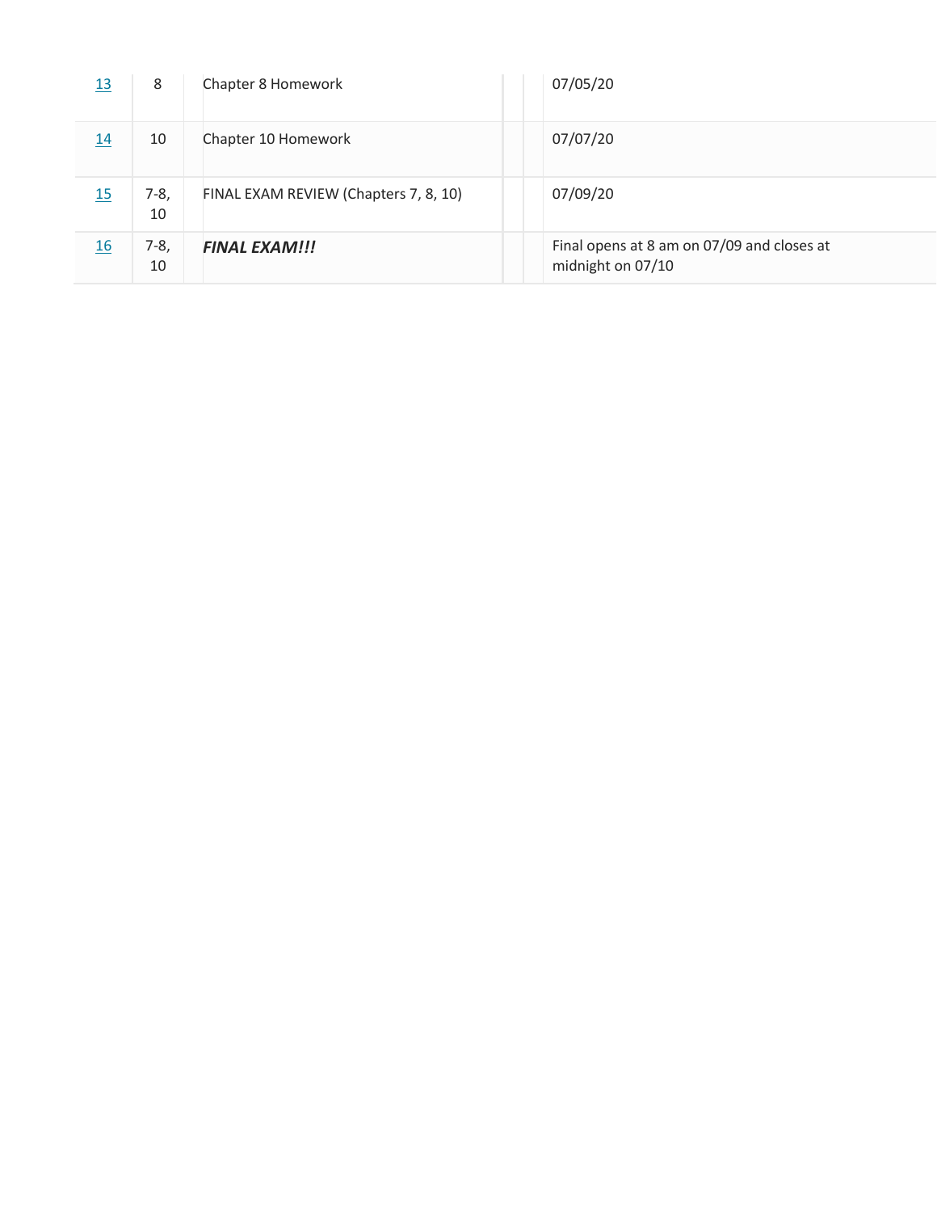| | | | | | |
|---|---|---|---|---|---|
| 13 | 8 | Chapter 8 Homework | | | 07/05/20 |
| 14 | 10 | Chapter 10 Homework | | | 07/07/20 |
| 15 | 7-8, 10 | FINAL EXAM REVIEW (Chapters 7, 8, 10) | | | 07/09/20 |
| 16 | 7-8, 10 | ***FINAL EXAM!!!*** | | | Final opens at 8 am on 07/09 and closes at midnight on 07/10 |